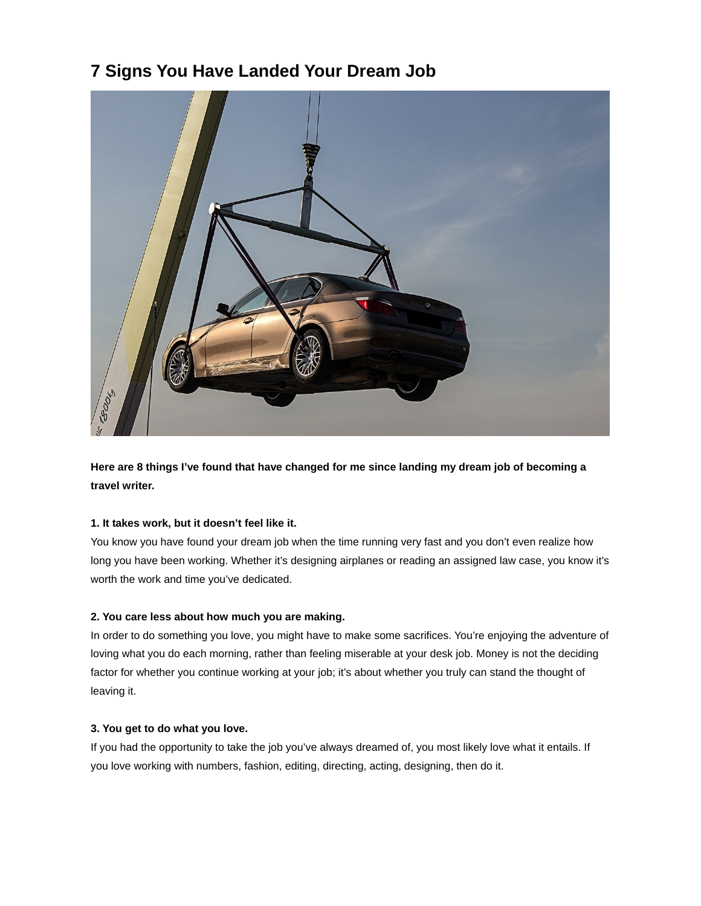# 7 Signs You Have Landed Your Dream Job

**Here are 8 things I've found that have changed for me since landing my dream job of becoming a travel writer.**

**1. It takes work, but it doesn't feel like it.**

You know you have found your dream job when the time running very fast and you don't even realize how long you have been working. Whether it's designing airplanes or reading an assigned law case, you know it's worth the work and time you've dedicated.

**2. You care less about how much you are making.**

In order to do something you love, you might have to make some sacrifices. You're enjoying the adventure of loving what you do each morning, rather than feeling miserable at your desk job. Money is not the deciding factor for whether you continue working at your job; it's about whether you truly can stand the thought of leaving it.

**3. You get to do what you love.**

If you had the opportunity to take the job you've always dreamed of, you most likely love what it entails. If you love working with numbers, fashion, editing, directing, acting, designing, then do it.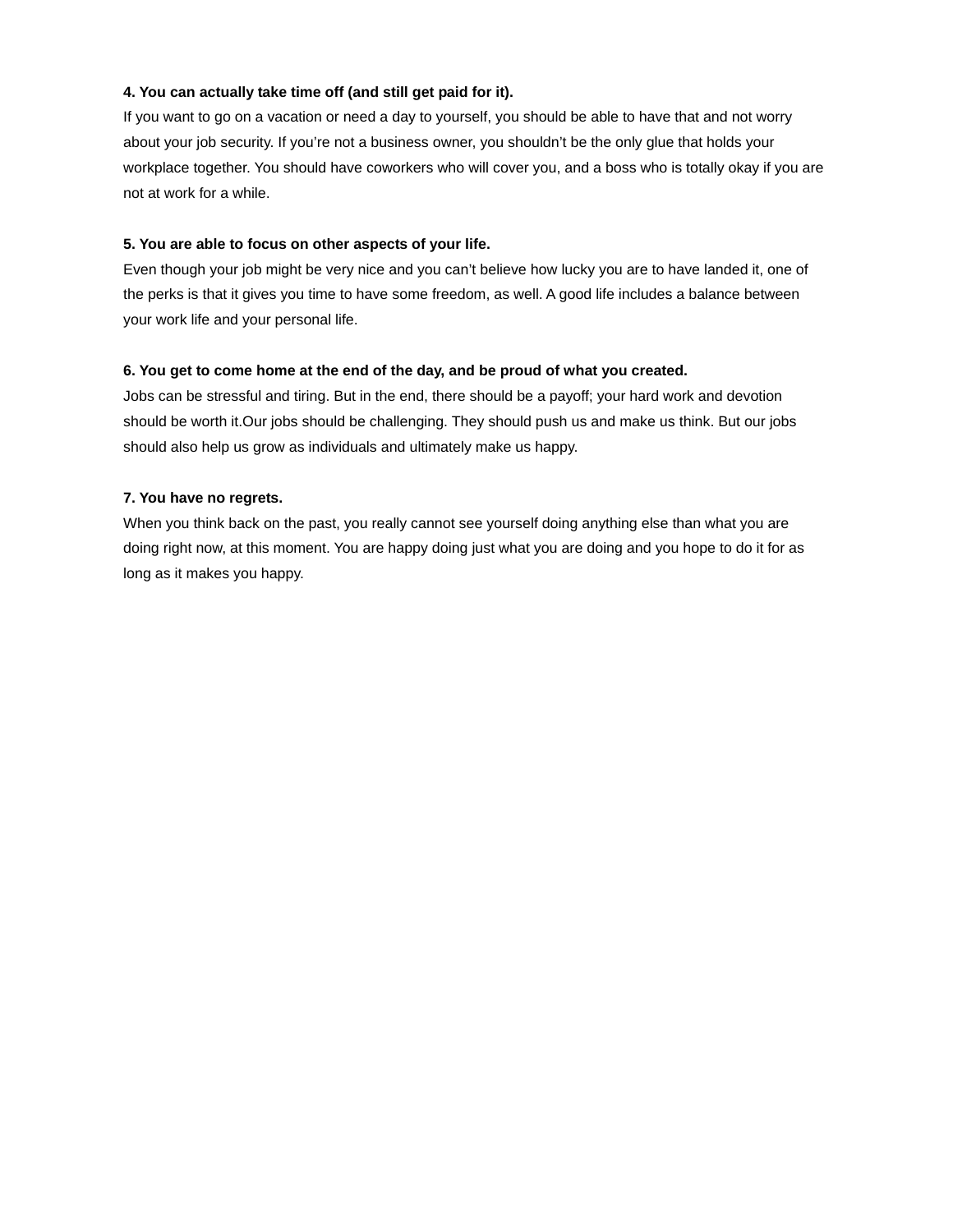**4. You can actually take time off (and still get paid for it).**

If you want to go on a vacation or need a day to yourself, you should be able to have that and not worry about your job security. If you're not a business owner, you shouldn't be the only glue that holds your workplace together. You should have coworkers who will cover you, and a boss who is totally okay if you are not at work for a while.

**5. You are able to focus on other aspects of your life.**

Even though your job might be very nice and you can't believe how lucky you are to have landed it, one of the perks is that it gives you time to have some freedom, as well. A good life includes a balance between your work life and your personal life.

**6. You get to come home at the end of the day, and be proud of what you created.**

Jobs can be stressful and tiring. But in the end, there should be a payoff; your hard work and devotion should be worth it.Our jobs should be challenging. They should push us and make us think. But our jobs should also help us grow as individuals and ultimately make us happy.

**7. You have no regrets.**

When you think back on the past, you really cannot see yourself doing anything else than what you are doing right now, at this moment. You are happy doing just what you are doing and you hope to do it for as long as it makes you happy.